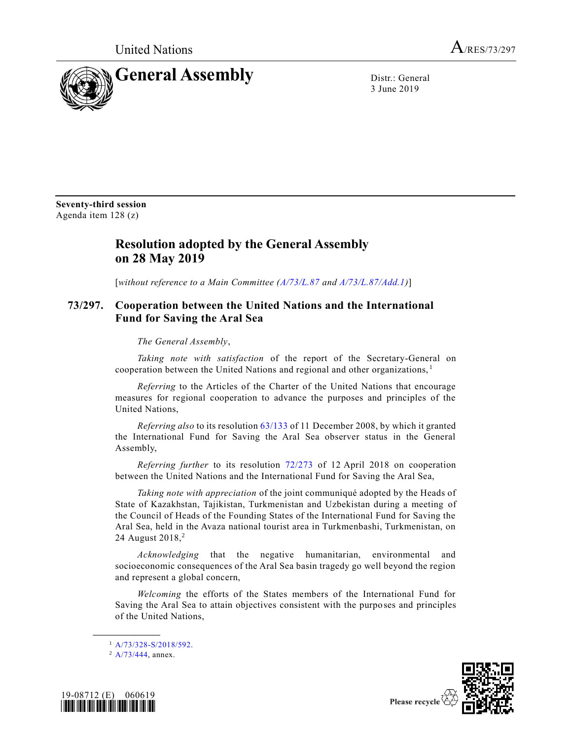United Nations A/RES/73/297

# General Assembly

Distr.: General
3 June 2019

**Seventy-third session**
Agenda item 128 (z)

## Resolution adopted by the General Assembly on 28 May 2019

[*without reference to a Main Committee (A/73/L.87 and A/73/L.87/Add.1)*]

### 73/297. Cooperation between the United Nations and the International Fund for Saving the Aral Sea

*The General Assembly*,

*Taking note with satisfaction* of the report of the Secretary-General on cooperation between the United Nations and regional and other organizations,[1]

*Referring* to the Articles of the Charter of the United Nations that encourage measures for regional cooperation to advance the purposes and principles of the United Nations,

*Referring also* to its resolution 63/133 of 11 December 2008, by which it granted the International Fund for Saving the Aral Sea observer status in the General Assembly,

*Referring further* to its resolution 72/273 of 12 April 2018 on cooperation between the United Nations and the International Fund for Saving the Aral Sea,

*Taking note with appreciation* of the joint communiqué adopted by the Heads of State of Kazakhstan, Tajikistan, Turkmenistan and Uzbekistan during a meeting of the Council of Heads of the Founding States of the International Fund for Saving the Aral Sea, held in the Avaza national tourist area in Turkmenbashi, Turkmenistan, on 24 August 2018,[2]

*Acknowledging* that the negative humanitarian, environmental and socioeconomic consequences of the Aral Sea basin tragedy go well beyond the region and represent a global concern,

*Welcoming* the efforts of the States members of the International Fund for Saving the Aral Sea to attain objectives consistent with the purposes and principles of the United Nations,

---

[1] A/73/328-S/2018/592.

[2] A/73/444, annex.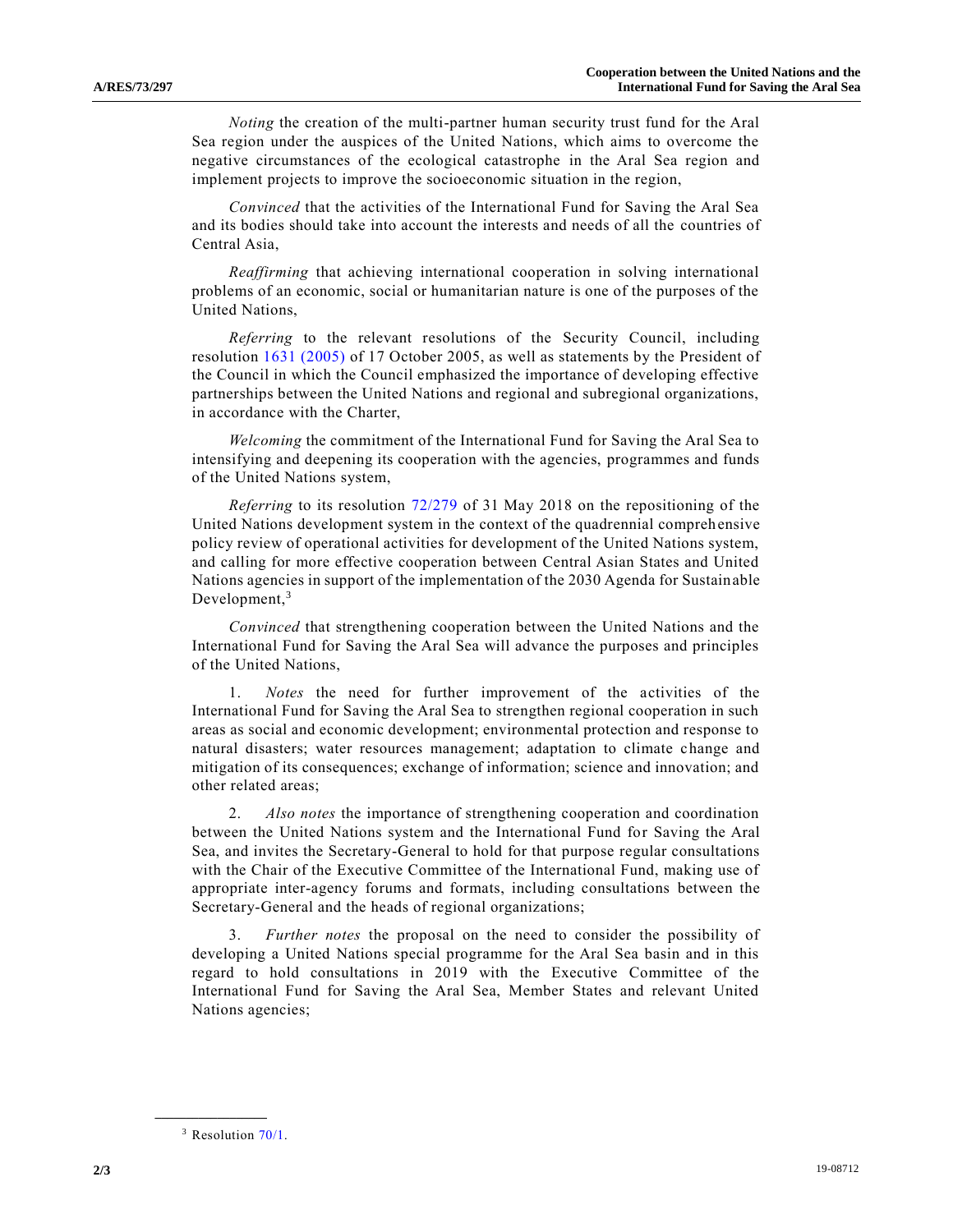*Noting* the creation of the multi-partner human security trust fund for the Aral Sea region under the auspices of the United Nations, which aims to overcome the negative circumstances of the ecological catastrophe in the Aral Sea region and implement projects to improve the socioeconomic situation in the region,

*Convinced* that the activities of the International Fund for Saving the Aral Sea and its bodies should take into account the interests and needs of all the countries of Central Asia,

*Reaffirming* that achieving international cooperation in solving international problems of an economic, social or humanitarian nature is one of the purposes of the United Nations,

*Referring* to the relevant resolutions of the Security Council, including resolution 1631 (2005) of 17 October 2005, as well as statements by the President of the Council in which the Council emphasized the importance of developing effective partnerships between the United Nations and regional and subregional organizations, in accordance with the Charter,

*Welcoming* the commitment of the International Fund for Saving the Aral Sea to intensifying and deepening its cooperation with the agencies, programmes and funds of the United Nations system,

*Referring* to its resolution 72/279 of 31 May 2018 on the repositioning of the United Nations development system in the context of the quadrennial comprehensive policy review of operational activities for development of the United Nations system, and calling for more effective cooperation between Central Asian States and United Nations agencies in support of the implementation of the 2030 Agenda for Sustainable Development,[3]

*Convinced* that strengthening cooperation between the United Nations and the International Fund for Saving the Aral Sea will advance the purposes and principles of the United Nations,

1. *Notes* the need for further improvement of the activities of the International Fund for Saving the Aral Sea to strengthen regional cooperation in such areas as social and economic development; environmental protection and response to natural disasters; water resources management; adaptation to climate change and mitigation of its consequences; exchange of information; science and innovation; and other related areas;

2. *Also notes* the importance of strengthening cooperation and coordination between the United Nations system and the International Fund for Saving the Aral Sea, and invites the Secretary-General to hold for that purpose regular consultations with the Chair of the Executive Committee of the International Fund, making use of appropriate inter-agency forums and formats, including consultations between the Secretary-General and the heads of regional organizations;

3. *Further notes* the proposal on the need to consider the possibility of developing a United Nations special programme for the Aral Sea basin and in this regard to hold consultations in 2019 with the Executive Committee of the International Fund for Saving the Aral Sea, Member States and relevant United Nations agencies;

---

[3] Resolution 70/1.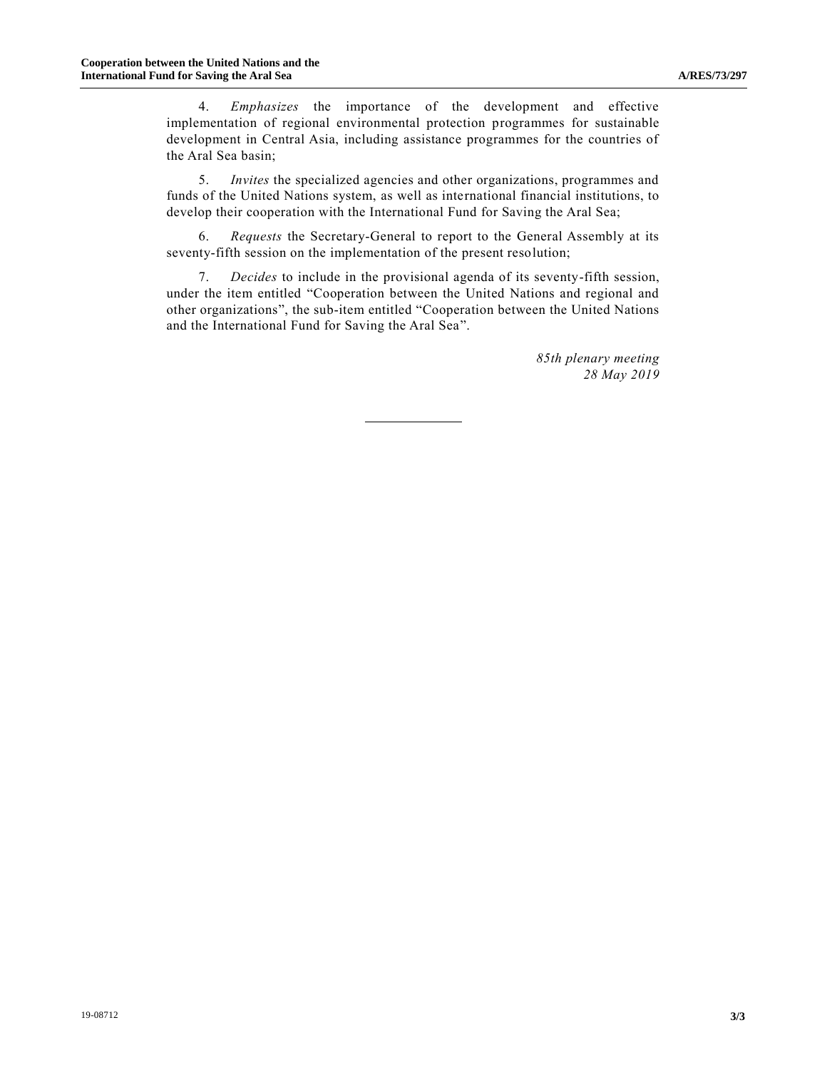4. *Emphasizes* the importance of the development and effective implementation of regional environmental protection programmes for sustainable development in Central Asia, including assistance programmes for the countries of the Aral Sea basin;

5. *Invites* the specialized agencies and other organizations, programmes and funds of the United Nations system, as well as international financial institutions, to develop their cooperation with the International Fund for Saving the Aral Sea;

6. *Requests* the Secretary-General to report to the General Assembly at its seventy-fifth session on the implementation of the present resolution;

7. *Decides* to include in the provisional agenda of its seventy-fifth session, under the item entitled "Cooperation between the United Nations and regional and other organizations", the sub-item entitled "Cooperation between the United Nations and the International Fund for Saving the Aral Sea".

*85th plenary meeting*
*28 May 2019*